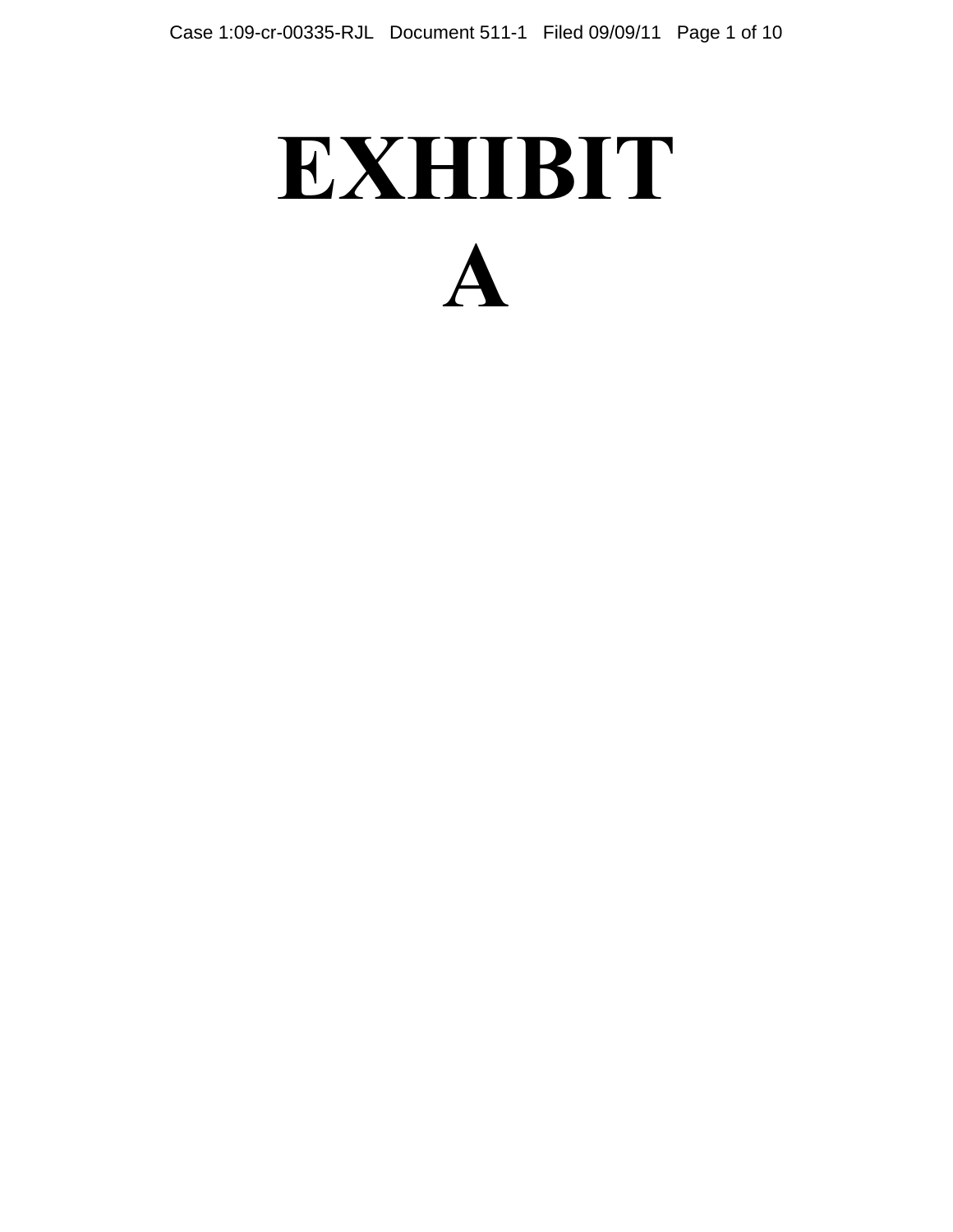# EXHIBIT A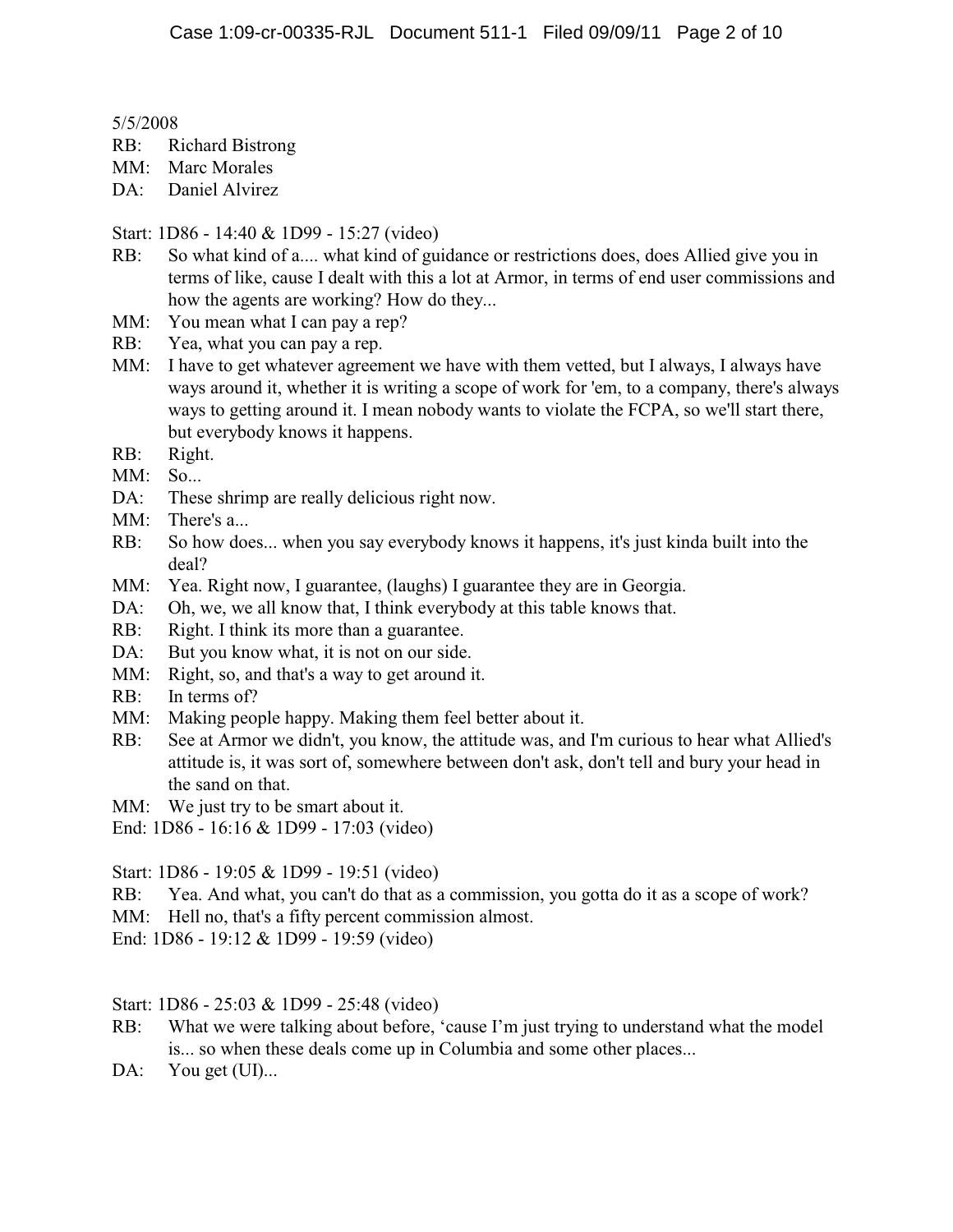5/5/2008

RB: Richard Bistrong
MM: Marc Morales
DA: Daniel Alvirez

Start: 1D86 - 14:40 & 1D99 - 15:27 (video)

RB: So what kind of a.... what kind of guidance or restrictions does, does Allied give you in terms of like, cause I dealt with this a lot at Armor, in terms of end user commissions and how the agents are working? How do they...

MM: You mean what I can pay a rep?

RB: Yea, what you can pay a rep.

MM: I have to get whatever agreement we have with them vetted, but I always, I always have ways around it, whether it is writing a scope of work for 'em, to a company, there's always ways to getting around it. I mean nobody wants to violate the FCPA, so we'll start there, but everybody knows it happens.

RB: Right.

MM: So...

DA: These shrimp are really delicious right now.

MM: There's a...

RB: So how does... when you say everybody knows it happens, it's just kinda built into the deal?

MM: Yea. Right now, I guarantee, (laughs) I guarantee they are in Georgia.

DA: Oh, we, we all know that, I think everybody at this table knows that.

RB: Right. I think its more than a guarantee.

DA: But you know what, it is not on our side.

MM: Right, so, and that's a way to get around it.

RB: In terms of?

MM: Making people happy. Making them feel better about it.

RB: See at Armor we didn't, you know, the attitude was, and I'm curious to hear what Allied's attitude is, it was sort of, somewhere between don't ask, don't tell and bury your head in the sand on that.

MM: We just try to be smart about it.

End: 1D86 - 16:16 & 1D99 - 17:03 (video)

Start: 1D86 - 19:05 & 1D99 - 19:51 (video)

RB: Yea. And what, you can't do that as a commission, you gotta do it as a scope of work?

MM: Hell no, that's a fifty percent commission almost.

End: 1D86 - 19:12 & 1D99 - 19:59 (video)

Start: 1D86 - 25:03 & 1D99 - 25:48 (video)

RB: What we were talking about before, 'cause I'm just trying to understand what the model is... so when these deals come up in Columbia and some other places...

DA: You get (UI)...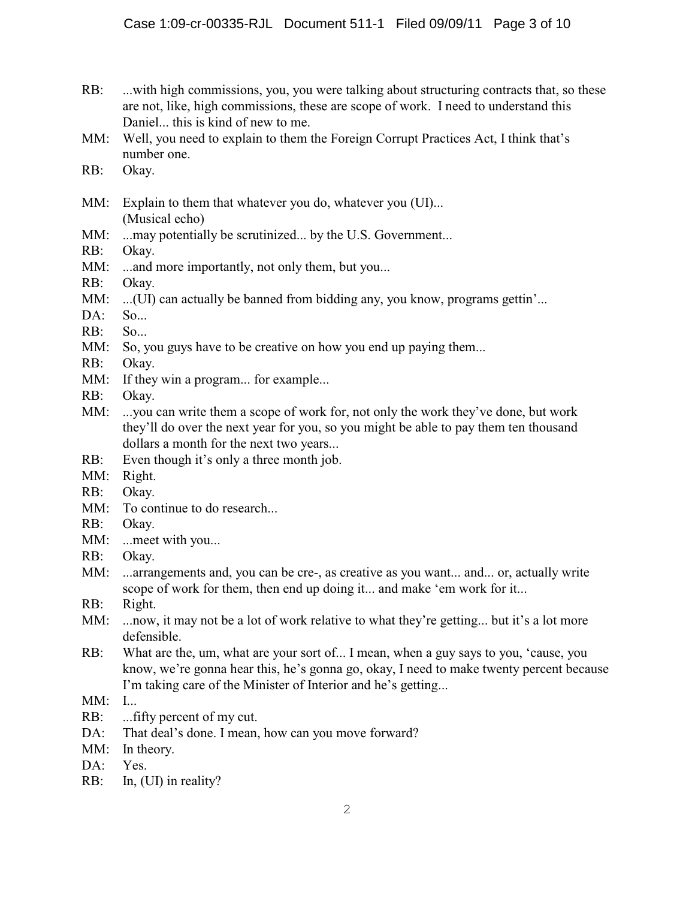RB: ...with high commissions, you, you were talking about structuring contracts that, so these are not, like, high commissions, these are scope of work. I need to understand this Daniel... this is kind of new to me.

MM: Well, you need to explain to them the Foreign Corrupt Practices Act, I think that's number one.

RB: Okay.

MM: Explain to them that whatever you do, whatever you (UI)...
(Musical echo)

MM: ...may potentially be scrutinized... by the U.S. Government...

RB: Okay.

MM: ...and more importantly, not only them, but you...

RB: Okay.

MM: ...(UI) can actually be banned from bidding any, you know, programs gettin'...

DA: So...

RB: So...

MM: So, you guys have to be creative on how you end up paying them...

RB: Okay.

MM: If they win a program... for example...

RB: Okay.

MM: ...you can write them a scope of work for, not only the work they've done, but work they'll do over the next year for you, so you might be able to pay them ten thousand dollars a month for the next two years...

RB: Even though it's only a three month job.

MM: Right.

RB: Okay.

MM: To continue to do research...

RB: Okay.

MM: ...meet with you...

RB: Okay.

MM: ...arrangements and, you can be cre-, as creative as you want... and... or, actually write scope of work for them, then end up doing it... and make 'em work for it...

RB: Right.

MM: ...now, it may not be a lot of work relative to what they're getting... but it's a lot more defensible.

RB: What are the, um, what are your sort of... I mean, when a guy says to you, 'cause, you know, we're gonna hear this, he's gonna go, okay, I need to make twenty percent because I'm taking care of the Minister of Interior and he's getting...

MM: I...

RB: ...fifty percent of my cut.

DA: That deal's done. I mean, how can you move forward?

MM: In theory.

DA: Yes.

RB: In, (UI) in reality?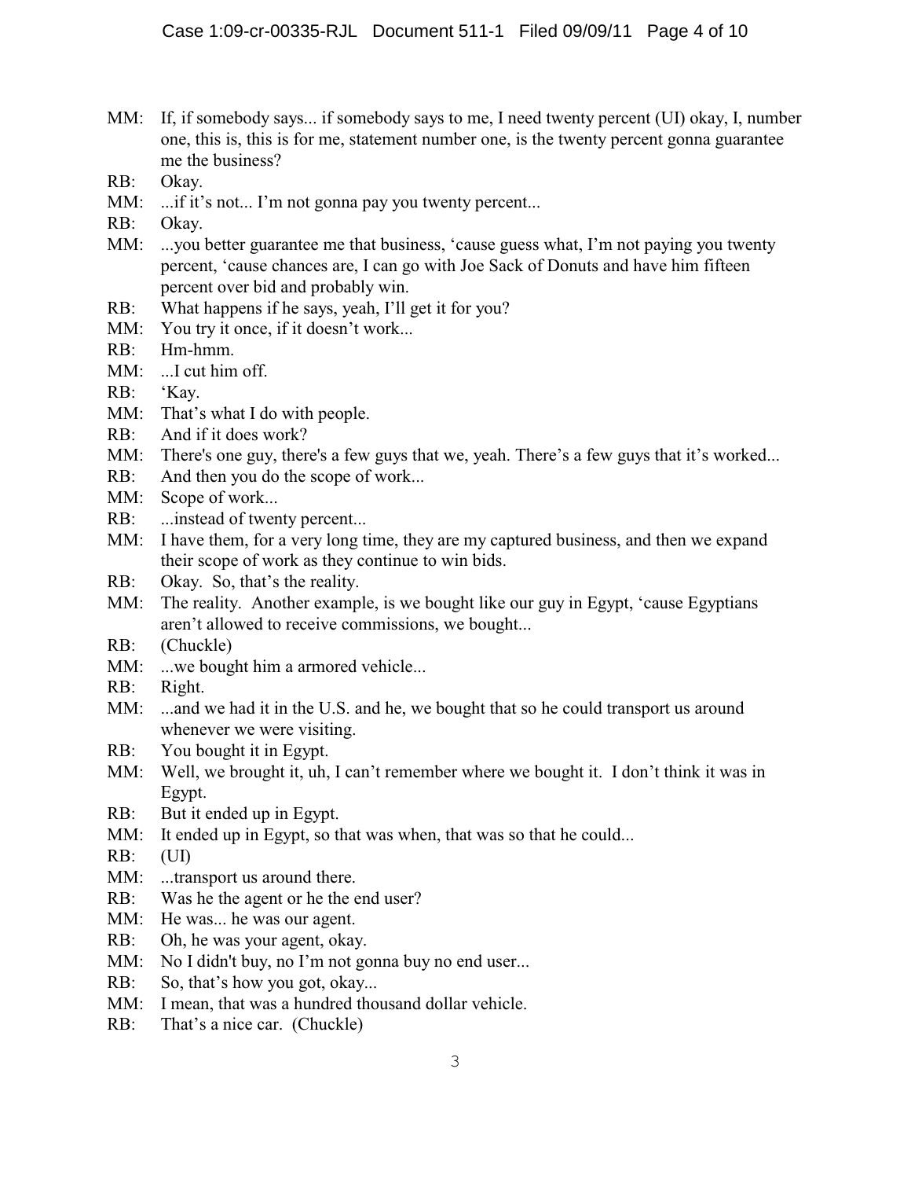MM: If, if somebody says... if somebody says to me, I need twenty percent (UI) okay, I, number one, this is, this is for me, statement number one, is the twenty percent gonna guarantee me the business?

RB: Okay.

MM: ...if it's not... I'm not gonna pay you twenty percent...

RB: Okay.

MM: ...you better guarantee me that business, 'cause guess what, I'm not paying you twenty percent, 'cause chances are, I can go with Joe Sack of Donuts and have him fifteen percent over bid and probably win.

RB: What happens if he says, yeah, I'll get it for you?

MM: You try it once, if it doesn't work...

RB: Hm-hmm.

MM: ...I cut him off.

RB: 'Kay.

MM: That's what I do with people.

RB: And if it does work?

MM: There's one guy, there's a few guys that we, yeah. There's a few guys that it's worked...

RB: And then you do the scope of work...

MM: Scope of work...

RB: ...instead of twenty percent...

MM: I have them, for a very long time, they are my captured business, and then we expand their scope of work as they continue to win bids.

RB: Okay. So, that's the reality.

MM: The reality. Another example, is we bought like our guy in Egypt, 'cause Egyptians aren't allowed to receive commissions, we bought...

RB: (Chuckle)

MM: ...we bought him a armored vehicle...

RB: Right.

MM: ...and we had it in the U.S. and he, we bought that so he could transport us around whenever we were visiting.

RB: You bought it in Egypt.

MM: Well, we brought it, uh, I can't remember where we bought it. I don't think it was in Egypt.

RB: But it ended up in Egypt.

MM: It ended up in Egypt, so that was when, that was so that he could...

RB: (UI)

MM: ...transport us around there.

RB: Was he the agent or he the end user?

MM: He was... he was our agent.

RB: Oh, he was your agent, okay.

MM: No I didn't buy, no I'm not gonna buy no end user...

RB: So, that's how you got, okay...

MM: I mean, that was a hundred thousand dollar vehicle.

RB: That's a nice car. (Chuckle)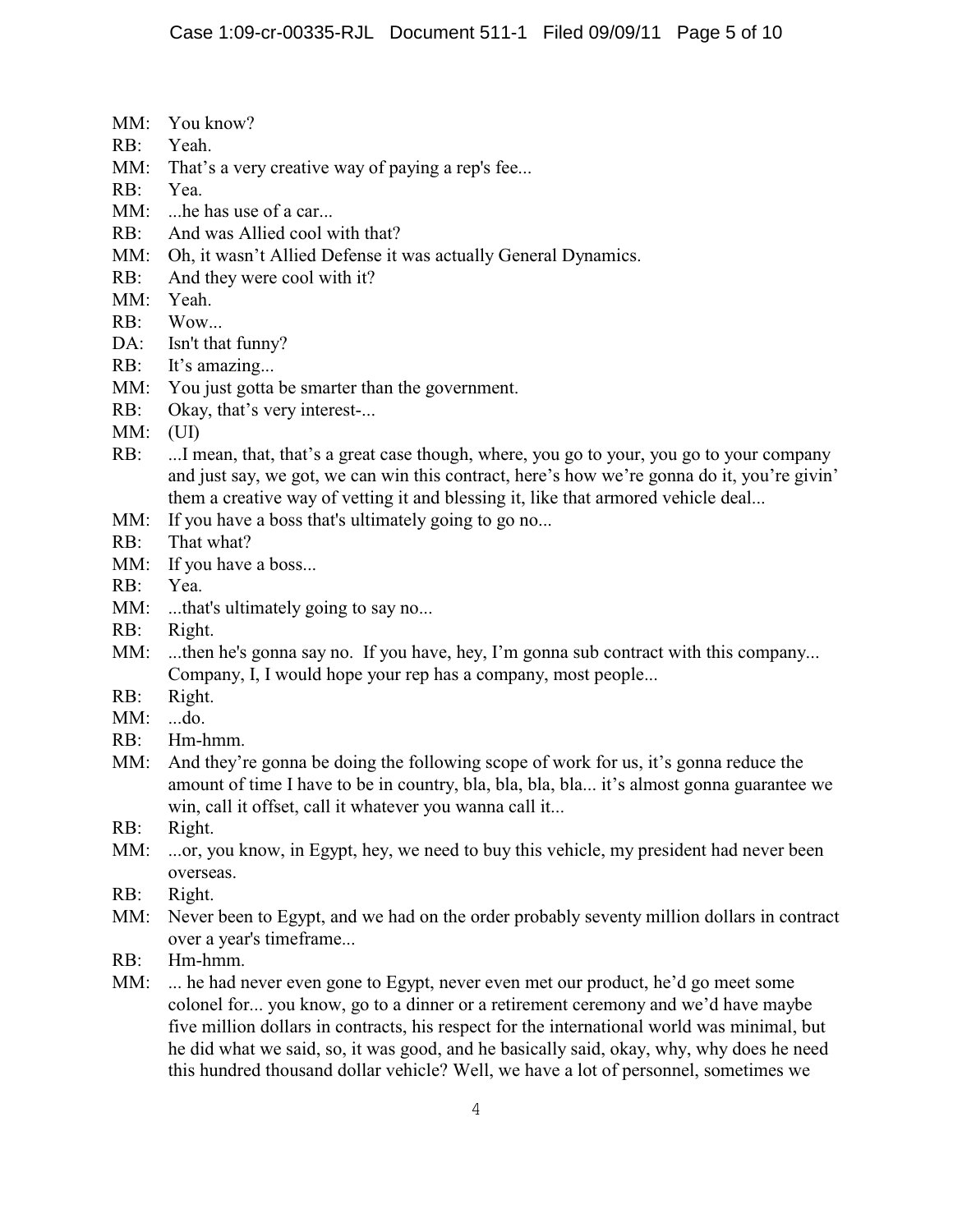MM: You know?  
RB: Yeah.  
MM: That's a very creative way of paying a rep's fee...  
RB: Yea.  
MM: ...he has use of a car...  
RB: And was Allied cool with that?  
MM: Oh, it wasn't Allied Defense it was actually General Dynamics.  
RB: And they were cool with it?  
MM: Yeah.  
RB: Wow...  
DA: Isn't that funny?  
RB: It's amazing...  
MM: You just gotta be smarter than the government.  
RB: Okay, that's very interest-...  
MM: (UI)  
RB: ...I mean, that, that's a great case though, where, you go to your, you go to your company and just say, we got, we can win this contract, here's how we're gonna do it, you're givin' them a creative way of vetting it and blessing it, like that armored vehicle deal...  
MM: If you have a boss that's ultimately going to go no...  
RB: That what?  
MM: If you have a boss...  
RB: Yea.  
MM: ...that's ultimately going to say no...  
RB: Right.  
MM: ...then he's gonna say no. If you have, hey, I'm gonna sub contract with this company... Company, I, I would hope your rep has a company, most people...  
RB: Right.  
MM: ...do.  
RB: Hm-hmm.  
MM: And they're gonna be doing the following scope of work for us, it's gonna reduce the amount of time I have to be in country, bla, bla, bla, bla... it's almost gonna guarantee we win, call it offset, call it whatever you wanna call it...  
RB: Right.  
MM: ...or, you know, in Egypt, hey, we need to buy this vehicle, my president had never been overseas.  
RB: Right.  
MM: Never been to Egypt, and we had on the order probably seventy million dollars in contract over a year's timeframe...  
RB: Hm-hmm.  
MM: ... he had never even gone to Egypt, never even met our product, he'd go meet some colonel for... you know, go to a dinner or a retirement ceremony and we'd have maybe five million dollars in contracts, his respect for the international world was minimal, but he did what we said, so, it was good, and he basically said, okay, why, why does he need this hundred thousand dollar vehicle? Well, we have a lot of personnel, sometimes we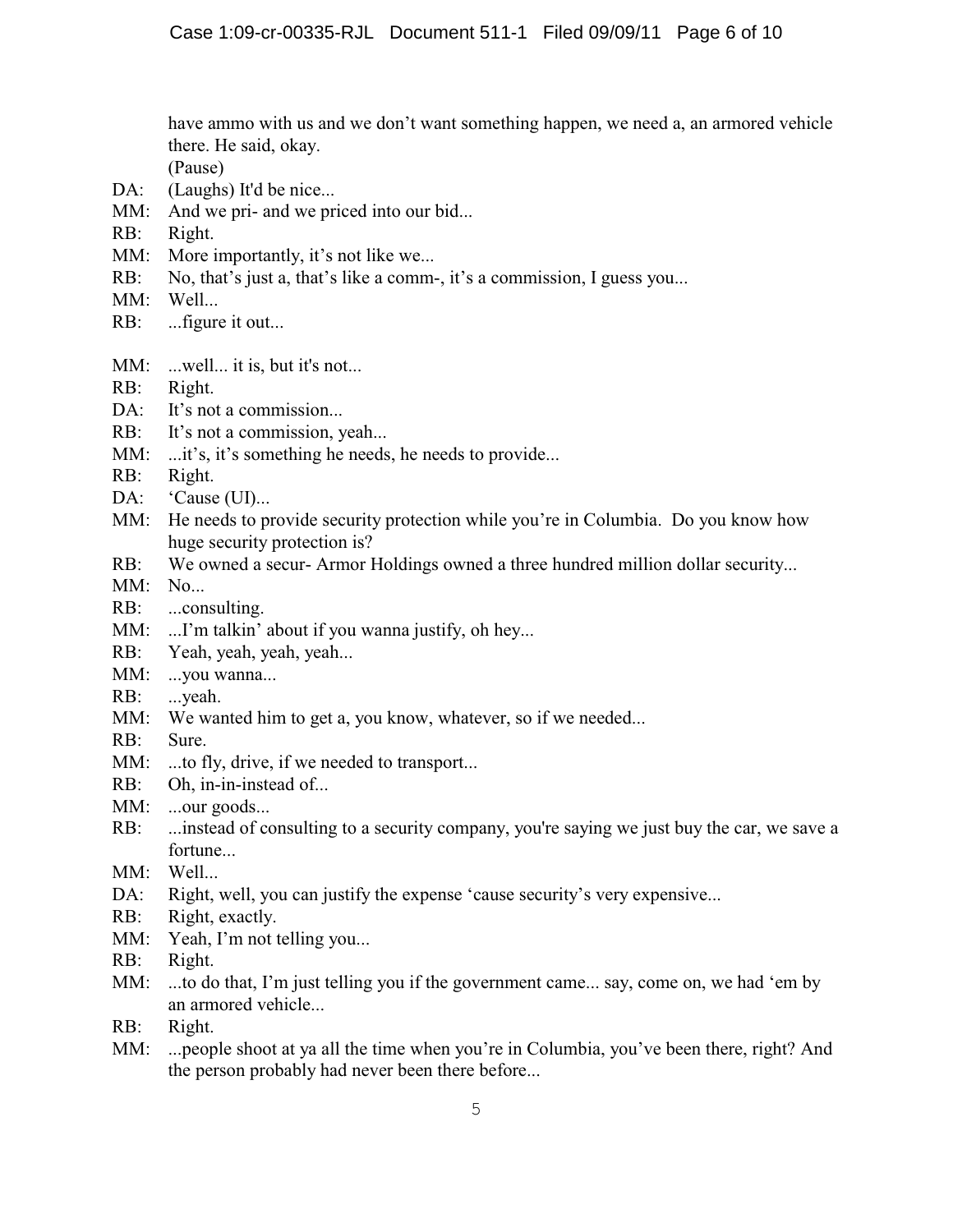have ammo with us and we don't want something happen, we need a, an armored vehicle there. He said, okay.
(Pause)

DA: (Laughs) It'd be nice...
MM: And we pri- and we priced into our bid...
RB: Right.
MM: More importantly, it's not like we...
RB: No, that's just a, that's like a comm-, it's a commission, I guess you...
MM: Well...
RB: ...figure it out...

MM: ...well... it is, but it's not...
RB: Right.
DA: It's not a commission...
RB: It's not a commission, yeah...
MM: ...it's, it's something he needs, he needs to provide...
RB: Right.
DA: 'Cause (UI)...
MM: He needs to provide security protection while you're in Columbia. Do you know how huge security protection is?
RB: We owned a secur- Armor Holdings owned a three hundred million dollar security...
MM: No...
RB: ...consulting.
MM: ...I'm talkin' about if you wanna justify, oh hey...
RB: Yeah, yeah, yeah, yeah...
MM: ...you wanna...
RB: ...yeah.
MM: We wanted him to get a, you know, whatever, so if we needed...
RB: Sure.
MM: ...to fly, drive, if we needed to transport...
RB: Oh, in-in-instead of...
MM: ...our goods...
RB: ...instead of consulting to a security company, you're saying we just buy the car, we save a fortune...
MM: Well...
DA: Right, well, you can justify the expense 'cause security's very expensive...
RB: Right, exactly.
MM: Yeah, I'm not telling you...
RB: Right.
MM: ...to do that, I'm just telling you if the government came... say, come on, we had 'em by an armored vehicle...
RB: Right.
MM: ...people shoot at ya all the time when you're in Columbia, you've been there, right? And the person probably had never been there before...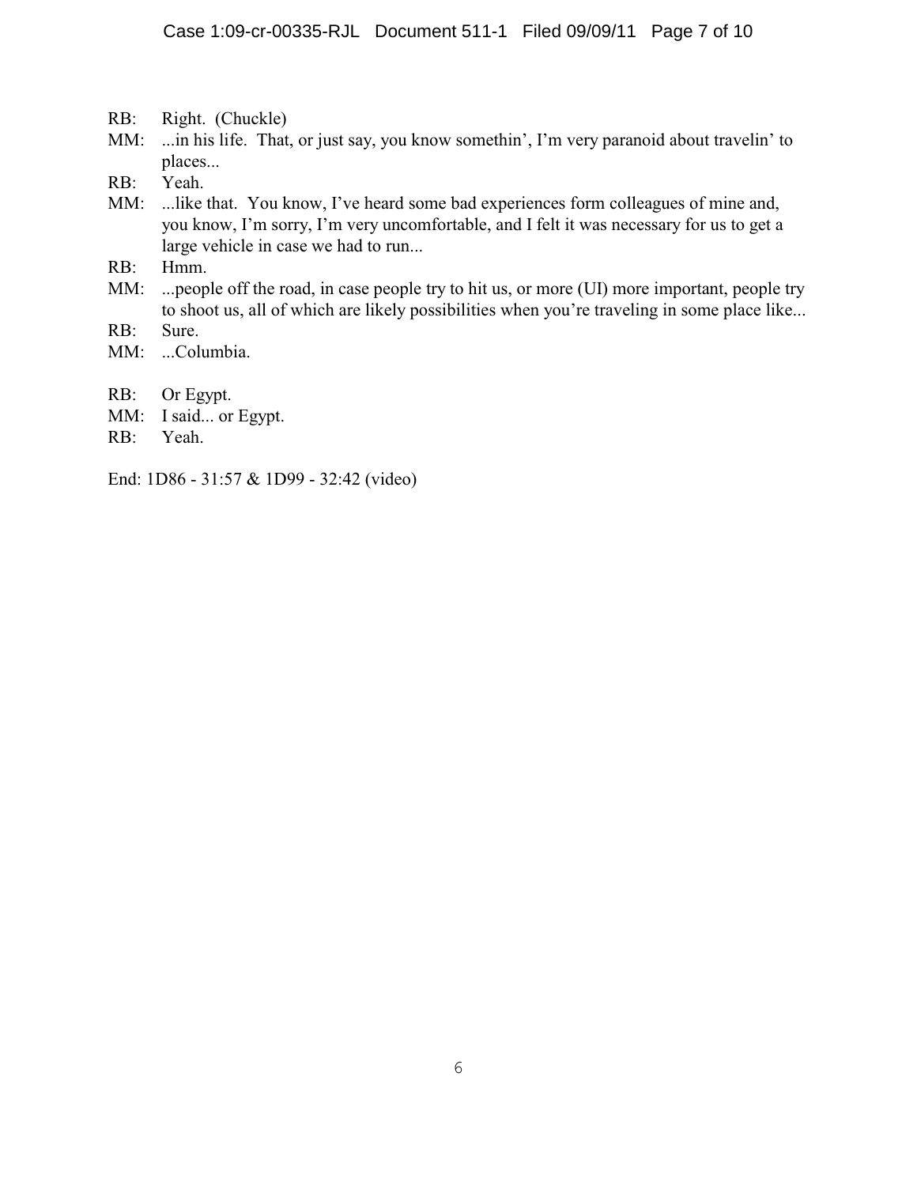RB: Right. (Chuckle)

MM: ...in his life. That, or just say, you know somethin', I'm very paranoid about travelin' to places...

RB: Yeah.

MM: ...like that. You know, I've heard some bad experiences form colleagues of mine and, you know, I'm sorry, I'm very uncomfortable, and I felt it was necessary for us to get a large vehicle in case we had to run...

RB: Hmm.

MM: ...people off the road, in case people try to hit us, or more (UI) more important, people try to shoot us, all of which are likely possibilities when you're traveling in some place like...

RB: Sure.

MM: ...Columbia.

RB: Or Egypt.

MM: I said... or Egypt.

RB: Yeah.

End: 1D86 - 31:57 & 1D99 - 32:42 (video)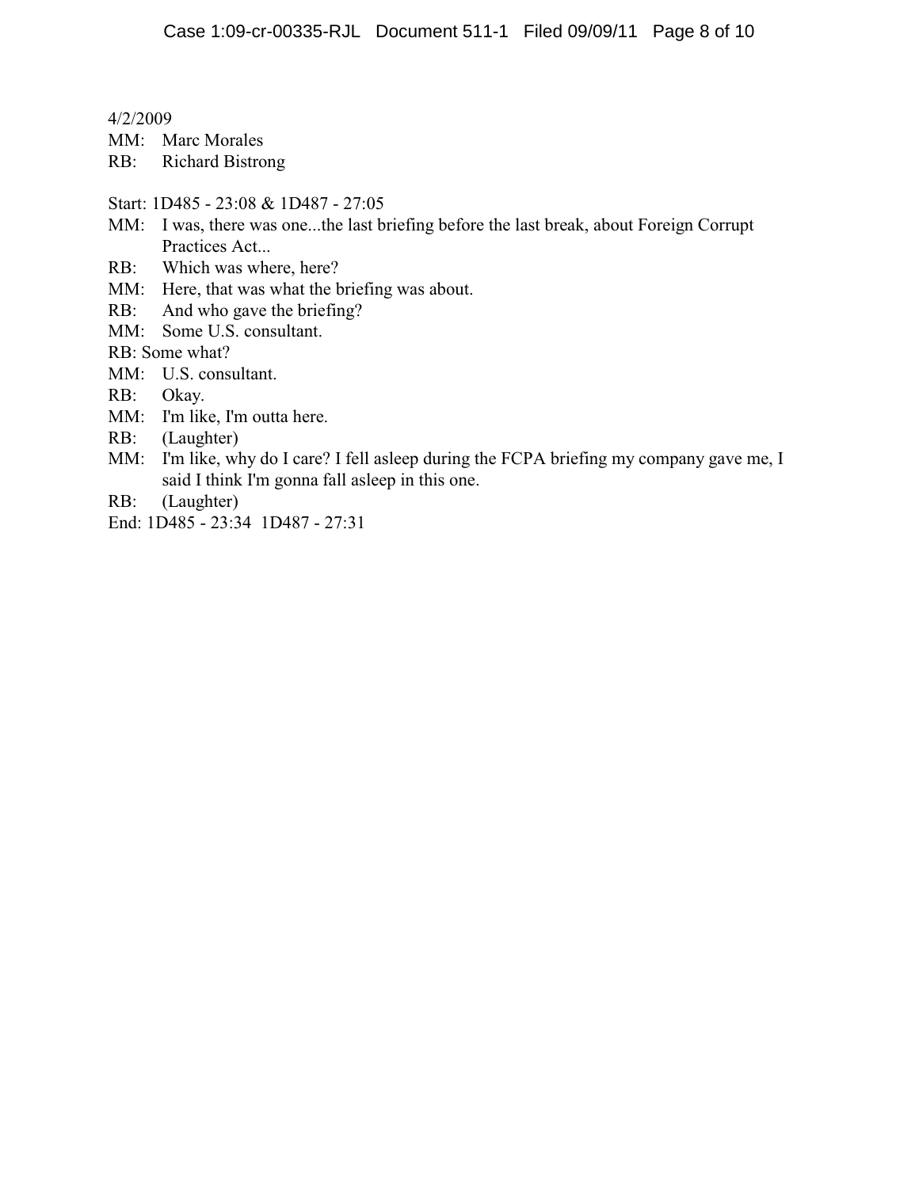4/2/2009

MM: Marc Morales

RB: Richard Bistrong

Start: 1D485 - 23:08 & 1D487 - 27:05

MM: I was, there was one...the last briefing before the last break, about Foreign Corrupt Practices Act...

RB: Which was where, here?

MM: Here, that was what the briefing was about.

RB: And who gave the briefing?

MM: Some U.S. consultant.

RB: Some what?

MM: U.S. consultant.

RB: Okay.

MM: I'm like, I'm outta here.

RB: (Laughter)

MM: I'm like, why do I care? I fell asleep during the FCPA briefing my company gave me, I said I think I'm gonna fall asleep in this one.

RB: (Laughter)

End: 1D485 - 23:34 1D487 - 27:31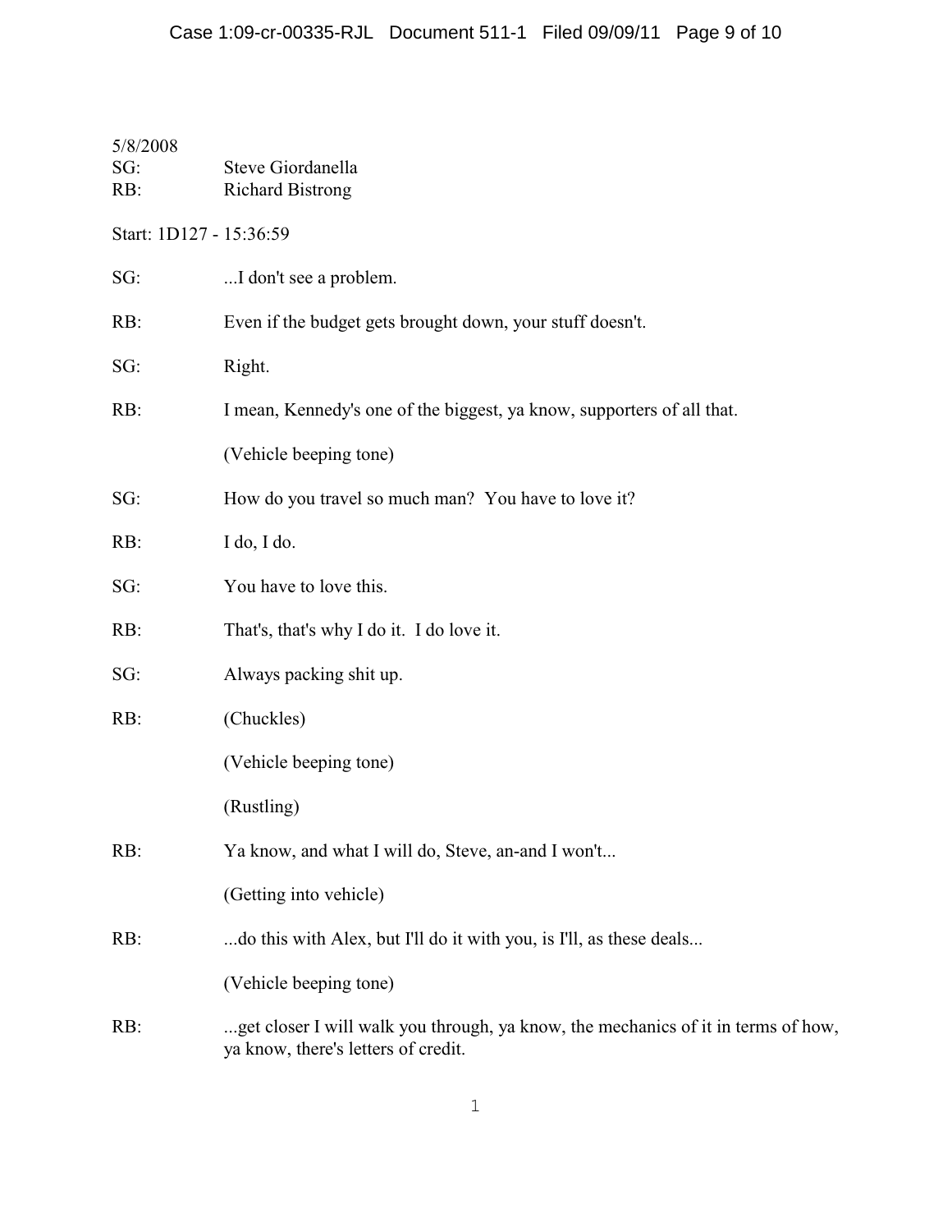5/8/2008
SG: Steve Giordanella
RB: Richard Bistrong

Start: 1D127 - 15:36:59

SG: ...I don't see a problem.

RB: Even if the budget gets brought down, your stuff doesn't.

SG: Right.

RB: I mean, Kennedy's one of the biggest, ya know, supporters of all that.

(Vehicle beeping tone)

SG: How do you travel so much man? You have to love it?

RB: I do, I do.

SG: You have to love this.

RB: That's, that's why I do it. I do love it.

SG: Always packing shit up.

RB: (Chuckles)

(Vehicle beeping tone)

(Rustling)

RB: Ya know, and what I will do, Steve, an-and I won't...

(Getting into vehicle)

RB: ...do this with Alex, but I'll do it with you, is I'll, as these deals...

(Vehicle beeping tone)

RB: ...get closer I will walk you through, ya know, the mechanics of it in terms of how, ya know, there's letters of credit.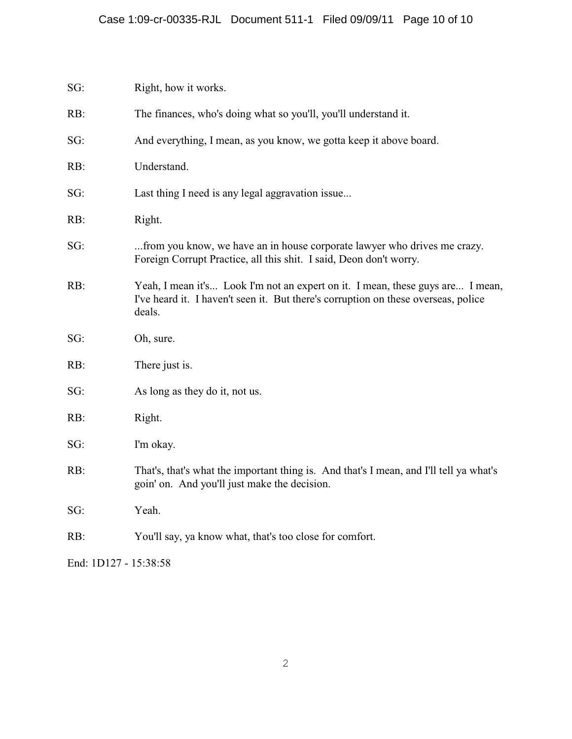SG: Right, how it works.

RB: The finances, who's doing what so you'll, you'll understand it.

SG: And everything, I mean, as you know, we gotta keep it above board.

RB: Understand.

SG: Last thing I need is any legal aggravation issue...

RB: Right.

SG: ...from you know, we have an in house corporate lawyer who drives me crazy. Foreign Corrupt Practice, all this shit. I said, Deon don't worry.

RB: Yeah, I mean it's... Look I'm not an expert on it. I mean, these guys are... I mean, I've heard it. I haven't seen it. But there's corruption on these overseas, police deals.

SG: Oh, sure.

RB: There just is.

SG: As long as they do it, not us.

RB: Right.

SG: I'm okay.

RB: That's, that's what the important thing is. And that's I mean, and I'll tell ya what's goin' on. And you'll just make the decision.

SG: Yeah.

RB: You'll say, ya know what, that's too close for comfort.

End: 1D127 - 15:38:58